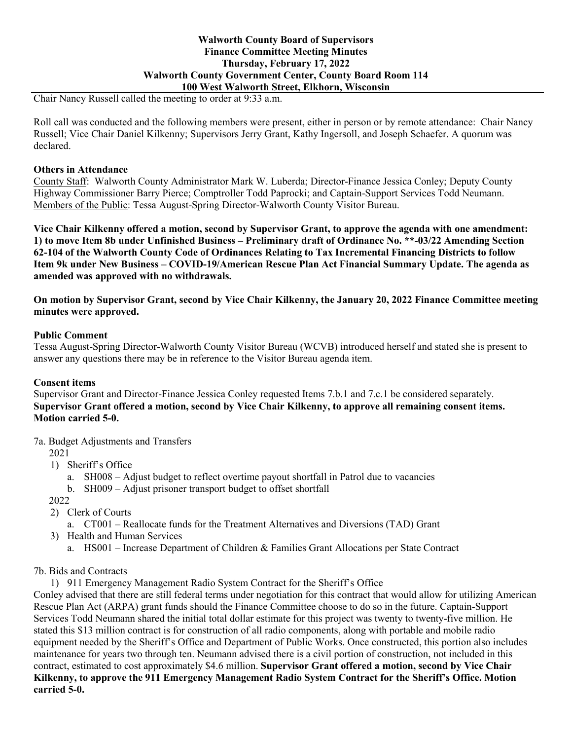**Walworth County Board of Supervisors**
**Finance Committee Meeting Minutes**
**Thursday, February 17, 2022**
**Walworth County Government Center, County Board Room 114**
**100 West Walworth Street, Elkhorn, Wisconsin**

Chair Nancy Russell called the meeting to order at 9:33 a.m.

Roll call was conducted and the following members were present, either in person or by remote attendance: Chair Nancy Russell; Vice Chair Daniel Kilkenny; Supervisors Jerry Grant, Kathy Ingersoll, and Joseph Schaefer. A quorum was declared.

**Others in Attendance**

County Staff: Walworth County Administrator Mark W. Luberda; Director-Finance Jessica Conley; Deputy County Highway Commissioner Barry Pierce; Comptroller Todd Paprocki; and Captain-Support Services Todd Neumann. Members of the Public: Tessa August-Spring Director-Walworth County Visitor Bureau.

**Vice Chair Kilkenny offered a motion, second by Supervisor Grant, to approve the agenda with one amendment: 1) to move Item 8b under Unfinished Business – Preliminary draft of Ordinance No. **-03/22 Amending Section 62-104 of the Walworth County Code of Ordinances Relating to Tax Incremental Financing Districts to follow Item 9k under New Business – COVID-19/American Rescue Plan Act Financial Summary Update. The agenda as amended was approved with no withdrawals.**

**On motion by Supervisor Grant, second by Vice Chair Kilkenny, the January 20, 2022 Finance Committee meeting minutes were approved.**

**Public Comment**

Tessa August-Spring Director-Walworth County Visitor Bureau (WCVB) introduced herself and stated she is present to answer any questions there may be in reference to the Visitor Bureau agenda item.

**Consent items**

Supervisor Grant and Director-Finance Jessica Conley requested Items 7.b.1 and 7.c.1 be considered separately. **Supervisor Grant offered a motion, second by Vice Chair Kilkenny, to approve all remaining consent items. Motion carried 5-0.**

7a. Budget Adjustments and Transfers

2021

1) Sheriff's Office
   a. SH008 – Adjust budget to reflect overtime payout shortfall in Patrol due to vacancies
   b. SH009 – Adjust prisoner transport budget to offset shortfall

2022

2) Clerk of Courts
   a. CT001 – Reallocate funds for the Treatment Alternatives and Diversions (TAD) Grant
3) Health and Human Services
   a. HS001 – Increase Department of Children & Families Grant Allocations per State Contract

7b. Bids and Contracts

1) 911 Emergency Management Radio System Contract for the Sheriff's Office

Conley advised that there are still federal terms under negotiation for this contract that would allow for utilizing American Rescue Plan Act (ARPA) grant funds should the Finance Committee choose to do so in the future. Captain-Support Services Todd Neumann shared the initial total dollar estimate for this project was twenty to twenty-five million. He stated this $13 million contract is for construction of all radio components, along with portable and mobile radio equipment needed by the Sheriff's Office and Department of Public Works. Once constructed, this portion also includes maintenance for years two through ten. Neumann advised there is a civil portion of construction, not included in this contract, estimated to cost approximately $4.6 million. **Supervisor Grant offered a motion, second by Vice Chair Kilkenny, to approve the 911 Emergency Management Radio System Contract for the Sheriff's Office. Motion carried 5-0.**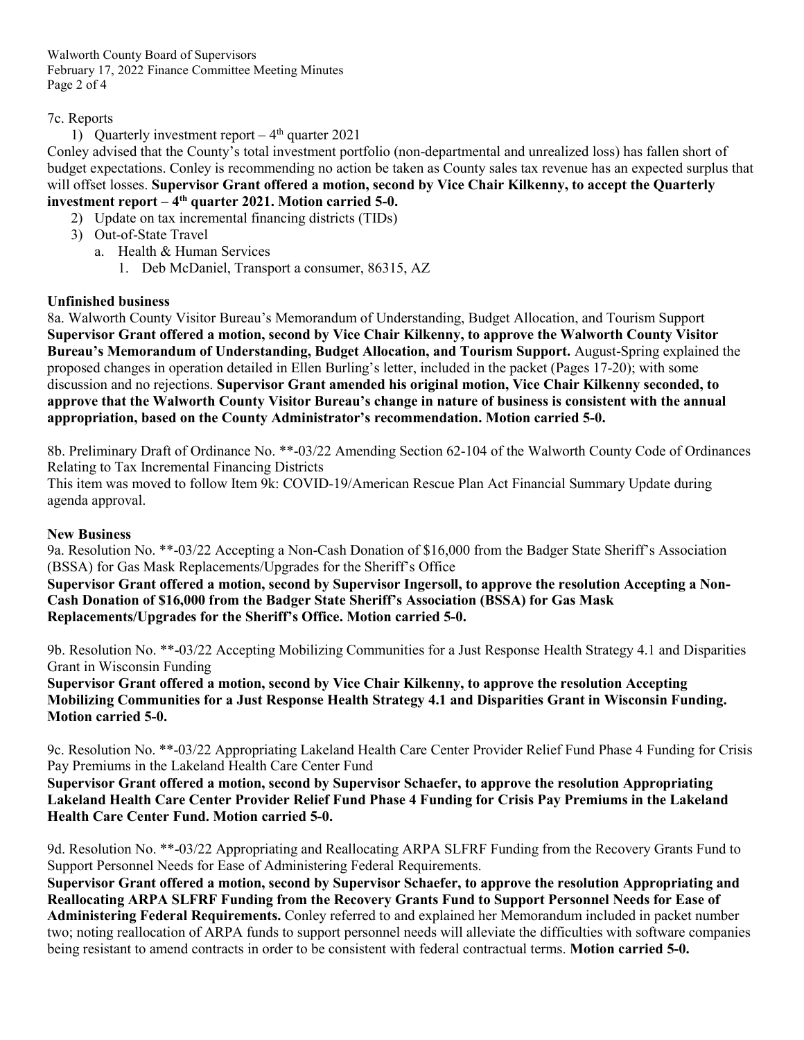7c. Reports

1) Quarterly investment report – 4th quarter 2021

Conley advised that the County's total investment portfolio (non-departmental and unrealized loss) has fallen short of budget expectations. Conley is recommending no action be taken as County sales tax revenue has an expected surplus that will offset losses. **Supervisor Grant offered a motion, second by Vice Chair Kilkenny, to accept the Quarterly investment report – 4th quarter 2021. Motion carried 5-0.**

2) Update on tax incremental financing districts (TIDs)
3) Out-of-State Travel
   a. Health & Human Services
      1. Deb McDaniel, Transport a consumer, 86315, AZ

**Unfinished business**

8a. Walworth County Visitor Bureau's Memorandum of Understanding, Budget Allocation, and Tourism Support
**Supervisor Grant offered a motion, second by Vice Chair Kilkenny, to approve the Walworth County Visitor Bureau's Memorandum of Understanding, Budget Allocation, and Tourism Support.** August-Spring explained the proposed changes in operation detailed in Ellen Burling's letter, included in the packet (Pages 17-20); with some discussion and no rejections. **Supervisor Grant amended his original motion, Vice Chair Kilkenny seconded, to approve that the Walworth County Visitor Bureau's change in nature of business is consistent with the annual appropriation, based on the County Administrator's recommendation. Motion carried 5-0.**

8b. Preliminary Draft of Ordinance No. **-03/22 Amending Section 62-104 of the Walworth County Code of Ordinances Relating to Tax Incremental Financing Districts
This item was moved to follow Item 9k: COVID-19/American Rescue Plan Act Financial Summary Update during agenda approval.

**New Business**

9a. Resolution No. **-03/22 Accepting a Non-Cash Donation of $16,000 from the Badger State Sheriff's Association (BSSA) for Gas Mask Replacements/Upgrades for the Sheriff's Office
**Supervisor Grant offered a motion, second by Supervisor Ingersoll, to approve the resolution Accepting a Non-Cash Donation of $16,000 from the Badger State Sheriff's Association (BSSA) for Gas Mask Replacements/Upgrades for the Sheriff's Office. Motion carried 5-0.**

9b. Resolution No. **-03/22 Accepting Mobilizing Communities for a Just Response Health Strategy 4.1 and Disparities Grant in Wisconsin Funding
**Supervisor Grant offered a motion, second by Vice Chair Kilkenny, to approve the resolution Accepting Mobilizing Communities for a Just Response Health Strategy 4.1 and Disparities Grant in Wisconsin Funding. Motion carried 5-0.**

9c. Resolution No. **-03/22 Appropriating Lakeland Health Care Center Provider Relief Fund Phase 4 Funding for Crisis Pay Premiums in the Lakeland Health Care Center Fund
**Supervisor Grant offered a motion, second by Supervisor Schaefer, to approve the resolution Appropriating Lakeland Health Care Center Provider Relief Fund Phase 4 Funding for Crisis Pay Premiums in the Lakeland Health Care Center Fund. Motion carried 5-0.**

9d. Resolution No. **-03/22 Appropriating and Reallocating ARPA SLFRF Funding from the Recovery Grants Fund to Support Personnel Needs for Ease of Administering Federal Requirements.
**Supervisor Grant offered a motion, second by Supervisor Schaefer, to approve the resolution Appropriating and Reallocating ARPA SLFRF Funding from the Recovery Grants Fund to Support Personnel Needs for Ease of Administering Federal Requirements.** Conley referred to and explained her Memorandum included in packet number two; noting reallocation of ARPA funds to support personnel needs will alleviate the difficulties with software companies being resistant to amend contracts in order to be consistent with federal contractual terms. **Motion carried 5-0.**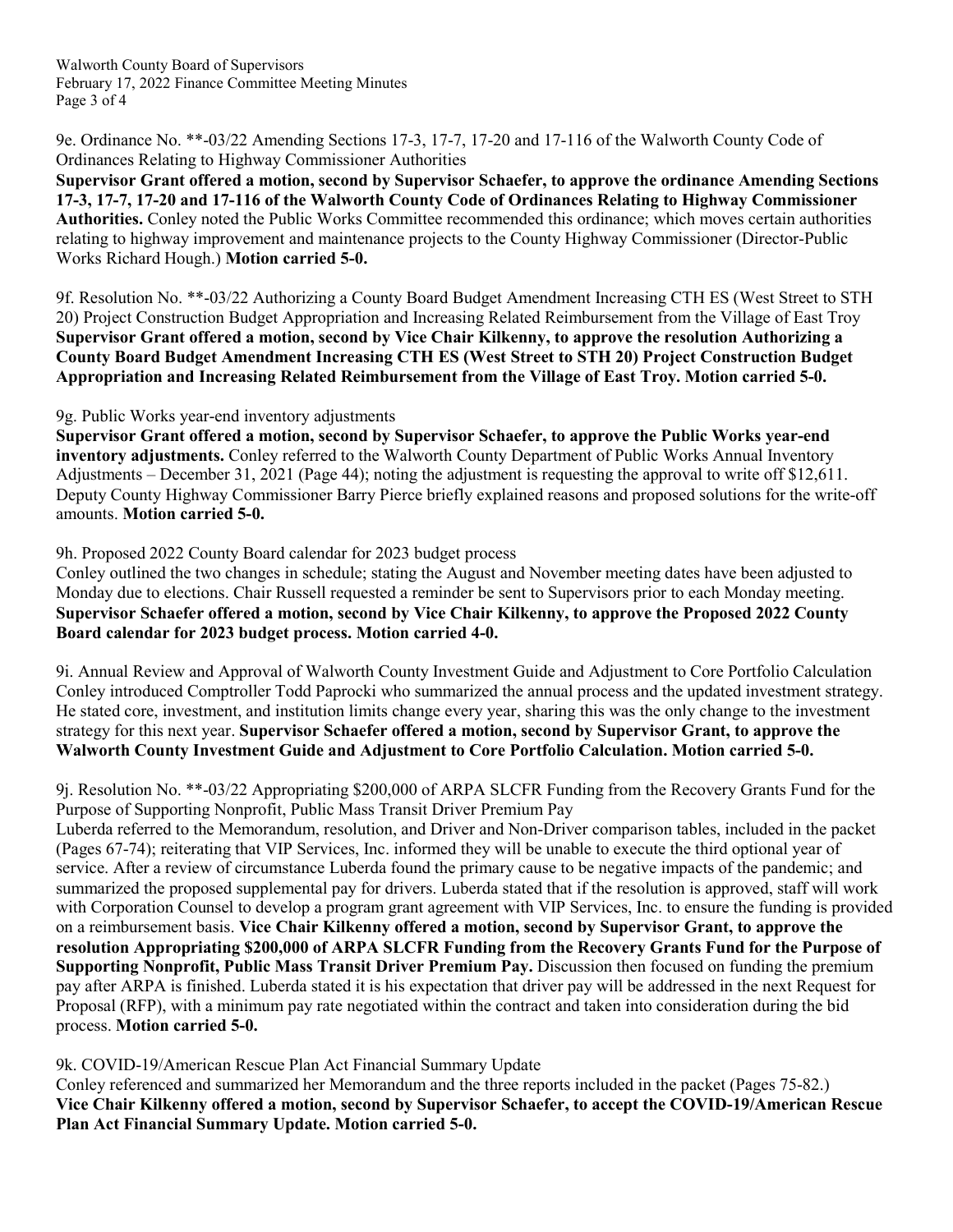9e. Ordinance No. **-03/22 Amending Sections 17-3, 17-7, 17-20 and 17-116 of the Walworth County Code of Ordinances Relating to Highway Commissioner Authorities

**Supervisor Grant offered a motion, second by Supervisor Schaefer, to approve the ordinance Amending Sections 17-3, 17-7, 17-20 and 17-116 of the Walworth County Code of Ordinances Relating to Highway Commissioner Authorities.** Conley noted the Public Works Committee recommended this ordinance; which moves certain authorities relating to highway improvement and maintenance projects to the County Highway Commissioner (Director-Public Works Richard Hough.) **Motion carried 5-0.**

9f. Resolution No. **-03/22 Authorizing a County Board Budget Amendment Increasing CTH ES (West Street to STH 20) Project Construction Budget Appropriation and Increasing Related Reimbursement from the Village of East Troy

**Supervisor Grant offered a motion, second by Vice Chair Kilkenny, to approve the resolution Authorizing a County Board Budget Amendment Increasing CTH ES (West Street to STH 20) Project Construction Budget Appropriation and Increasing Related Reimbursement from the Village of East Troy. Motion carried 5-0.**

9g. Public Works year-end inventory adjustments

**Supervisor Grant offered a motion, second by Supervisor Schaefer, to approve the Public Works year-end inventory adjustments.** Conley referred to the Walworth County Department of Public Works Annual Inventory Adjustments – December 31, 2021 (Page 44); noting the adjustment is requesting the approval to write off $12,611. Deputy County Highway Commissioner Barry Pierce briefly explained reasons and proposed solutions for the write-off amounts. **Motion carried 5-0.**

9h. Proposed 2022 County Board calendar for 2023 budget process

Conley outlined the two changes in schedule; stating the August and November meeting dates have been adjusted to Monday due to elections. Chair Russell requested a reminder be sent to Supervisors prior to each Monday meeting. **Supervisor Schaefer offered a motion, second by Vice Chair Kilkenny, to approve the Proposed 2022 County Board calendar for 2023 budget process. Motion carried 4-0.**

9i. Annual Review and Approval of Walworth County Investment Guide and Adjustment to Core Portfolio Calculation

Conley introduced Comptroller Todd Paprocki who summarized the annual process and the updated investment strategy. He stated core, investment, and institution limits change every year, sharing this was the only change to the investment strategy for this next year. **Supervisor Schaefer offered a motion, second by Supervisor Grant, to approve the Walworth County Investment Guide and Adjustment to Core Portfolio Calculation. Motion carried 5-0.**

9j. Resolution No. **-03/22 Appropriating $200,000 of ARPA SLCFR Funding from the Recovery Grants Fund for the Purpose of Supporting Nonprofit, Public Mass Transit Driver Premium Pay

Luberda referred to the Memorandum, resolution, and Driver and Non-Driver comparison tables, included in the packet (Pages 67-74); reiterating that VIP Services, Inc. informed they will be unable to execute the third optional year of service. After a review of circumstance Luberda found the primary cause to be negative impacts of the pandemic; and summarized the proposed supplemental pay for drivers. Luberda stated that if the resolution is approved, staff will work with Corporation Counsel to develop a program grant agreement with VIP Services, Inc. to ensure the funding is provided on a reimbursement basis. **Vice Chair Kilkenny offered a motion, second by Supervisor Grant, to approve the resolution Appropriating $200,000 of ARPA SLCFR Funding from the Recovery Grants Fund for the Purpose of Supporting Nonprofit, Public Mass Transit Driver Premium Pay.** Discussion then focused on funding the premium pay after ARPA is finished. Luberda stated it is his expectation that driver pay will be addressed in the next Request for Proposal (RFP), with a minimum pay rate negotiated within the contract and taken into consideration during the bid process. **Motion carried 5-0.**

9k. COVID-19/American Rescue Plan Act Financial Summary Update

Conley referenced and summarized her Memorandum and the three reports included in the packet (Pages 75-82.) **Vice Chair Kilkenny offered a motion, second by Supervisor Schaefer, to accept the COVID-19/American Rescue Plan Act Financial Summary Update. Motion carried 5-0.**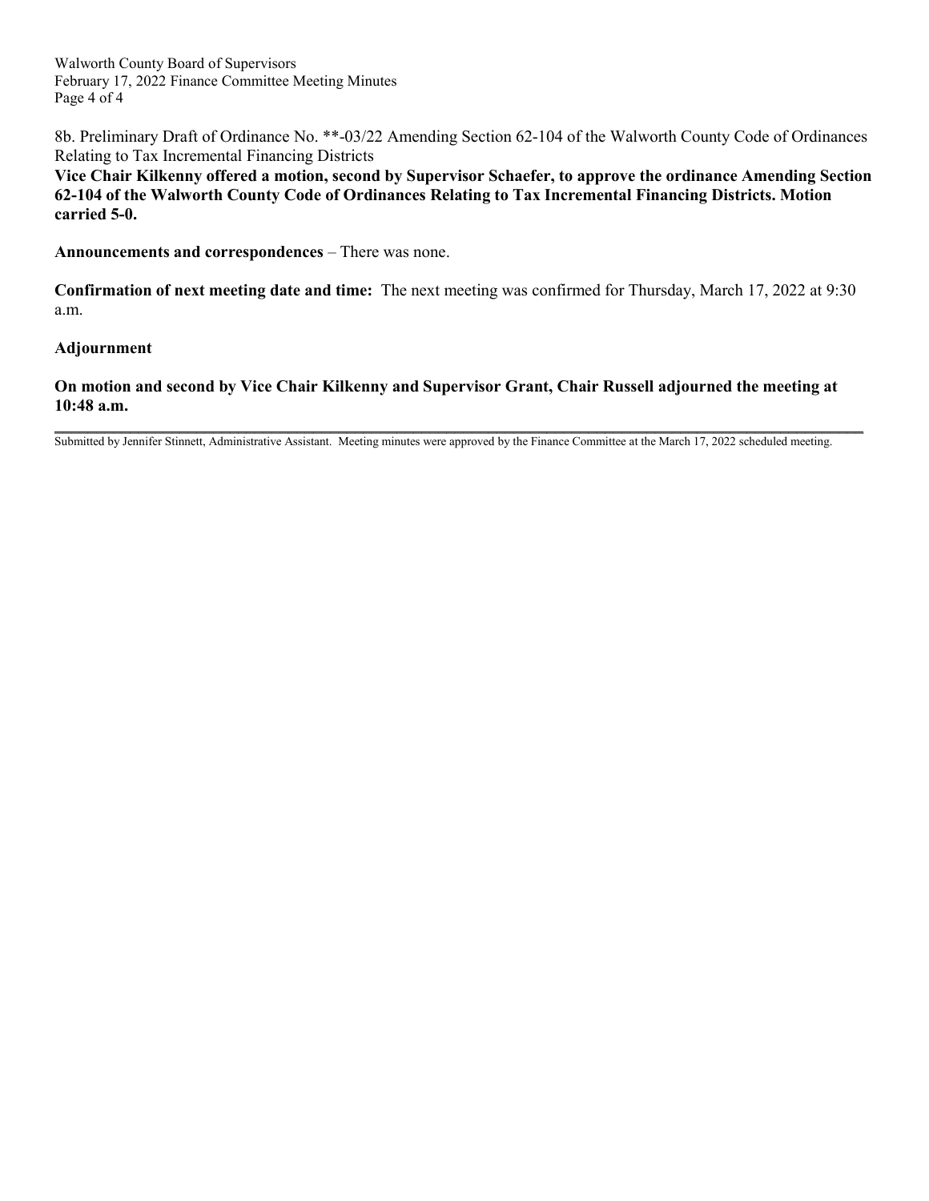8b. Preliminary Draft of Ordinance No. **-03/22 Amending Section 62-104 of the Walworth County Code of Ordinances Relating to Tax Incremental Financing Districts

**Vice Chair Kilkenny offered a motion, second by Supervisor Schaefer, to approve the ordinance Amending Section 62-104 of the Walworth County Code of Ordinances Relating to Tax Incremental Financing Districts. Motion carried 5-0.**

**Announcements and correspondences** – There was none.

**Confirmation of next meeting date and time:** The next meeting was confirmed for Thursday, March 17, 2022 at 9:30 a.m.

**Adjournment**

**On motion and second by Vice Chair Kilkenny and Supervisor Grant, Chair Russell adjourned the meeting at 10:48 a.m.**

---

Submitted by Jennifer Stinnett, Administrative Assistant. Meeting minutes were approved by the Finance Committee at the March 17, 2022 scheduled meeting.